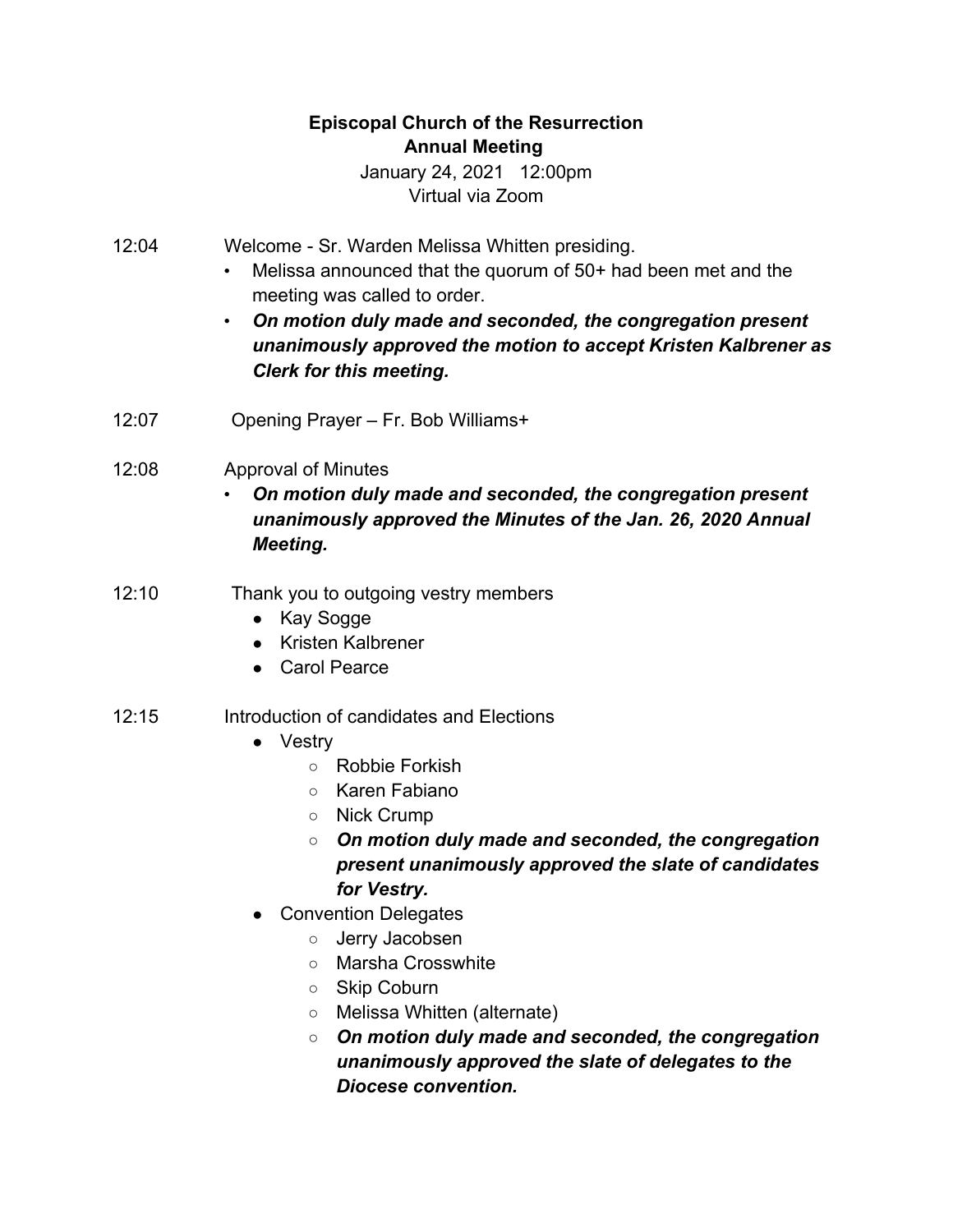**Episcopal Church of the Resurrection**
**Annual Meeting**
January 24, 2021 12:00pm
Virtual via Zoom

12:04 Welcome - Sr. Warden Melissa Whitten presiding.

- Melissa announced that the quorum of 50+ had been met and the meeting was called to order.
- ***On motion duly made and seconded, the congregation present unanimously approved the motion to accept Kristen Kalbrener as Clerk for this meeting.***

12:07 Opening Prayer – Fr. Bob Williams+

12:08 Approval of Minutes

- ***On motion duly made and seconded, the congregation present unanimously approved the Minutes of the Jan. 26, 2020 Annual Meeting.***

12:10 Thank you to outgoing vestry members

- Kay Sogge
- Kristen Kalbrener
- Carol Pearce

12:15 Introduction of candidates and Elections

- Vestry
  - Robbie Forkish
  - Karen Fabiano
  - Nick Crump
  - ***On motion duly made and seconded, the congregation present unanimously approved the slate of candidates for Vestry.***
- Convention Delegates
  - Jerry Jacobsen
  - Marsha Crosswhite
  - Skip Coburn
  - Melissa Whitten (alternate)
  - ***On motion duly made and seconded, the congregation unanimously approved the slate of delegates to the Diocese convention.***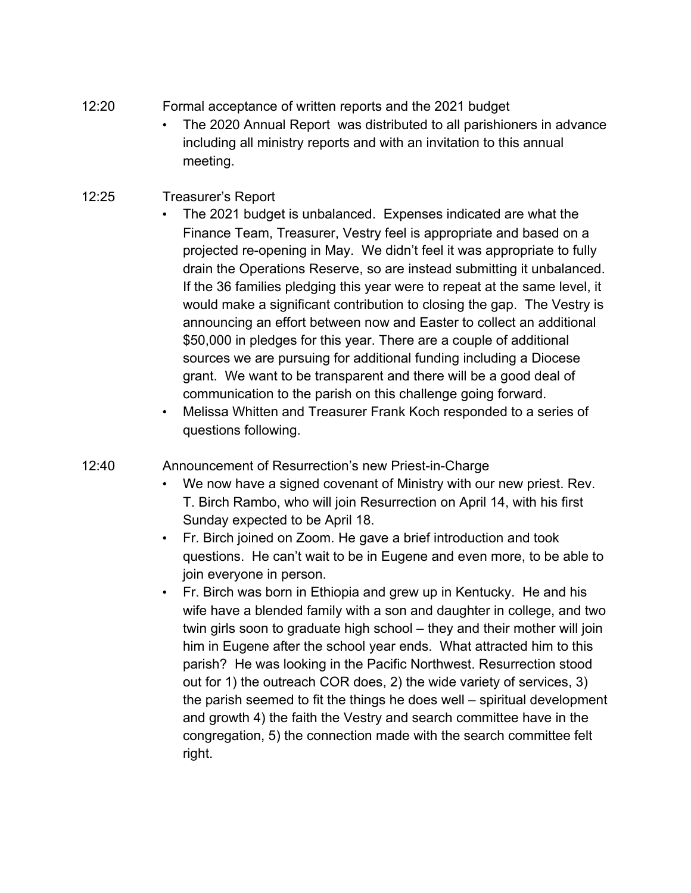12:20 Formal acceptance of written reports and the 2021 budget

- The 2020 Annual Report was distributed to all parishioners in advance including all ministry reports and with an invitation to this annual meeting.

12:25 Treasurer's Report

- The 2021 budget is unbalanced. Expenses indicated are what the Finance Team, Treasurer, Vestry feel is appropriate and based on a projected re-opening in May. We didn't feel it was appropriate to fully drain the Operations Reserve, so are instead submitting it unbalanced. If the 36 families pledging this year were to repeat at the same level, it would make a significant contribution to closing the gap. The Vestry is announcing an effort between now and Easter to collect an additional $50,000 in pledges for this year. There are a couple of additional sources we are pursuing for additional funding including a Diocese grant. We want to be transparent and there will be a good deal of communication to the parish on this challenge going forward.
- Melissa Whitten and Treasurer Frank Koch responded to a series of questions following.

12:40 Announcement of Resurrection's new Priest-in-Charge

- We now have a signed covenant of Ministry with our new priest. Rev. T. Birch Rambo, who will join Resurrection on April 14, with his first Sunday expected to be April 18.
- Fr. Birch joined on Zoom. He gave a brief introduction and took questions. He can't wait to be in Eugene and even more, to be able to join everyone in person.
- Fr. Birch was born in Ethiopia and grew up in Kentucky. He and his wife have a blended family with a son and daughter in college, and two twin girls soon to graduate high school – they and their mother will join him in Eugene after the school year ends. What attracted him to this parish? He was looking in the Pacific Northwest. Resurrection stood out for 1) the outreach COR does, 2) the wide variety of services, 3) the parish seemed to fit the things he does well – spiritual development and growth 4) the faith the Vestry and search committee have in the congregation, 5) the connection made with the search committee felt right.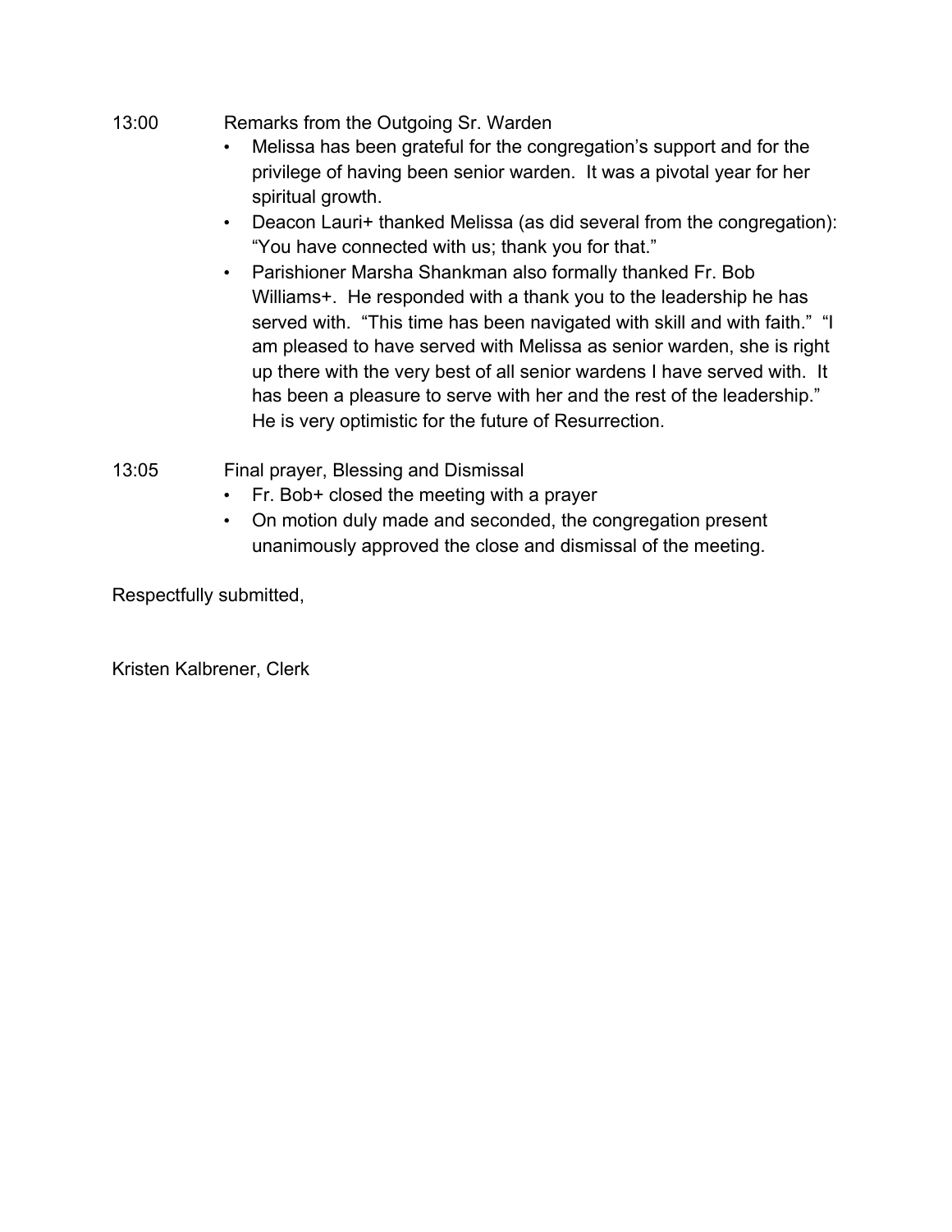13:00 Remarks from the Outgoing Sr. Warden

- Melissa has been grateful for the congregation's support and for the privilege of having been senior warden. It was a pivotal year for her spiritual growth.
- Deacon Lauri+ thanked Melissa (as did several from the congregation): "You have connected with us; thank you for that."
- Parishioner Marsha Shankman also formally thanked Fr. Bob Williams+. He responded with a thank you to the leadership he has served with. "This time has been navigated with skill and with faith." "I am pleased to have served with Melissa as senior warden, she is right up there with the very best of all senior wardens I have served with. It has been a pleasure to serve with her and the rest of the leadership." He is very optimistic for the future of Resurrection.

13:05 Final prayer, Blessing and Dismissal

- Fr. Bob+ closed the meeting with a prayer
- On motion duly made and seconded, the congregation present unanimously approved the close and dismissal of the meeting.

Respectfully submitted,

Kristen Kalbrener, Clerk